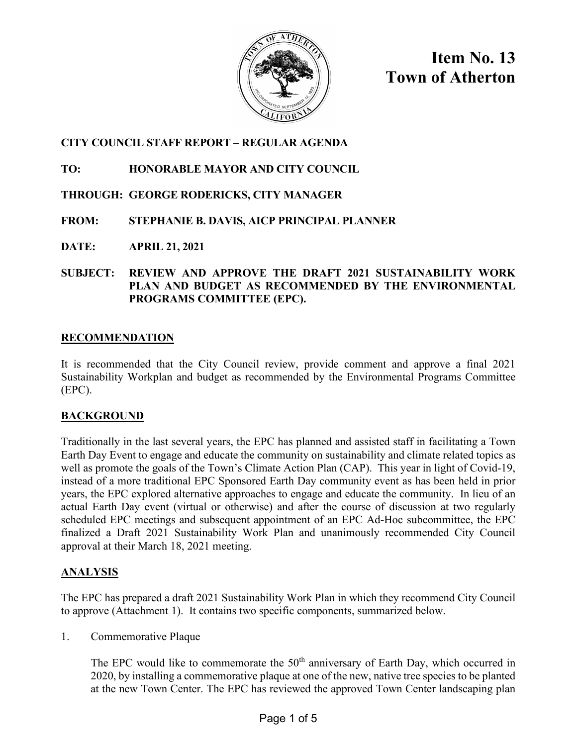# Item No. 13
# Town of Atherton

**CITY COUNCIL STAFF REPORT – REGULAR AGENDA**

**TO:** HONORABLE MAYOR AND CITY COUNCIL

**THROUGH:** GEORGE RODERICKS, CITY MANAGER

**FROM:** STEPHANIE B. DAVIS, AICP PRINCIPAL PLANNER

**DATE:** APRIL 21, 2021

**SUBJECT:** REVIEW AND APPROVE THE DRAFT 2021 SUSTAINABILITY WORK PLAN AND BUDGET AS RECOMMENDED BY THE ENVIRONMENTAL PROGRAMS COMMITTEE (EPC).

## RECOMMENDATION

It is recommended that the City Council review, provide comment and approve a final 2021 Sustainability Workplan and budget as recommended by the Environmental Programs Committee (EPC).

## BACKGROUND

Traditionally in the last several years, the EPC has planned and assisted staff in facilitating a Town Earth Day Event to engage and educate the community on sustainability and climate related topics as well as promote the goals of the Town's Climate Action Plan (CAP). This year in light of Covid-19, instead of a more traditional EPC Sponsored Earth Day community event as has been held in prior years, the EPC explored alternative approaches to engage and educate the community. In lieu of an actual Earth Day event (virtual or otherwise) and after the course of discussion at two regularly scheduled EPC meetings and subsequent appointment of an EPC Ad-Hoc subcommittee, the EPC finalized a Draft 2021 Sustainability Work Plan and unanimously recommended City Council approval at their March 18, 2021 meeting.

## ANALYSIS

The EPC has prepared a draft 2021 Sustainability Work Plan in which they recommend City Council to approve (Attachment 1). It contains two specific components, summarized below.

1. Commemorative Plaque

   The EPC would like to commemorate the 50th anniversary of Earth Day, which occurred in 2020, by installing a commemorative plaque at one of the new, native tree species to be planted at the new Town Center. The EPC has reviewed the approved Town Center landscaping plan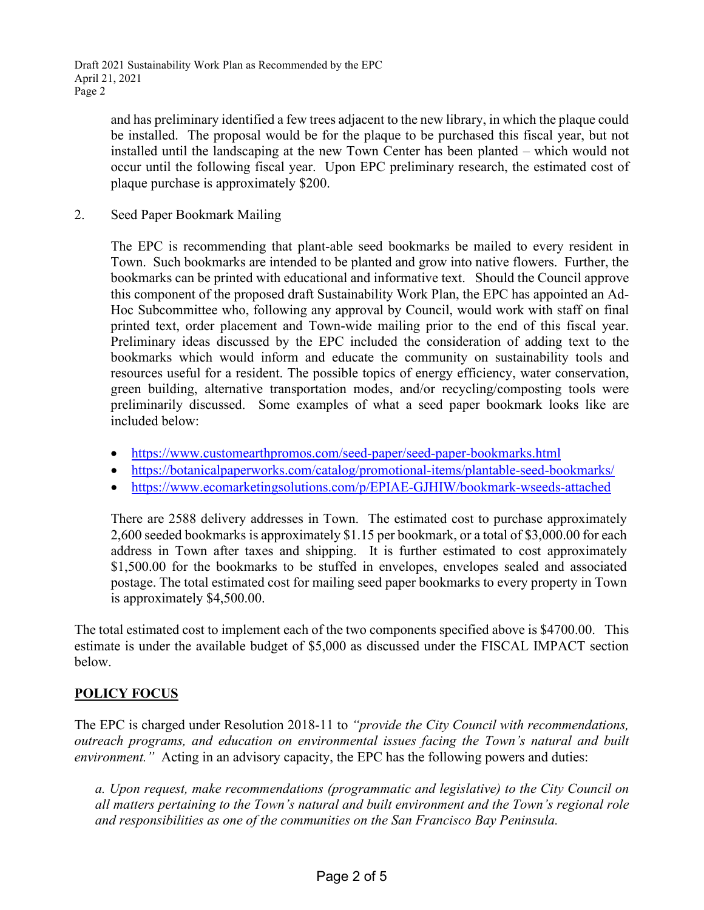and has preliminary identified a few trees adjacent to the new library, in which the plaque could be installed. The proposal would be for the plaque to be purchased this fiscal year, but not installed until the landscaping at the new Town Center has been planted – which would not occur until the following fiscal year. Upon EPC preliminary research, the estimated cost of plaque purchase is approximately $200.

2. Seed Paper Bookmark Mailing

   The EPC is recommending that plant-able seed bookmarks be mailed to every resident in Town. Such bookmarks are intended to be planted and grow into native flowers. Further, the bookmarks can be printed with educational and informative text. Should the Council approve this component of the proposed draft Sustainability Work Plan, the EPC has appointed an Ad-Hoc Subcommittee who, following any approval by Council, would work with staff on final printed text, order placement and Town-wide mailing prior to the end of this fiscal year. Preliminary ideas discussed by the EPC included the consideration of adding text to the bookmarks which would inform and educate the community on sustainability tools and resources useful for a resident. The possible topics of energy efficiency, water conservation, green building, alternative transportation modes, and/or recycling/composting tools were preliminarily discussed. Some examples of what a seed paper bookmark looks like are included below:

   - https://www.customearthpromos.com/seed-paper/seed-paper-bookmarks.html
   - https://botanicalpaperworks.com/catalog/promotional-items/plantable-seed-bookmarks/
   - https://www.ecomarketingsolutions.com/p/EPIAE-GJHIW/bookmark-wseeds-attached

   There are 2588 delivery addresses in Town. The estimated cost to purchase approximately 2,600 seeded bookmarks is approximately $1.15 per bookmark, or a total of $3,000.00 for each address in Town after taxes and shipping. It is further estimated to cost approximately $1,500.00 for the bookmarks to be stuffed in envelopes, envelopes sealed and associated postage. The total estimated cost for mailing seed paper bookmarks to every property in Town is approximately $4,500.00.

The total estimated cost to implement each of the two components specified above is $4700.00. This estimate is under the available budget of $5,000 as discussed under the FISCAL IMPACT section below.

## POLICY FOCUS

The EPC is charged under Resolution 2018-11 to *"provide the City Council with recommendations, outreach programs, and education on environmental issues facing the Town's natural and built environment."* Acting in an advisory capacity, the EPC has the following powers and duties:

*a. Upon request, make recommendations (programmatic and legislative) to the City Council on all matters pertaining to the Town's natural and built environment and the Town's regional role and responsibilities as one of the communities on the San Francisco Bay Peninsula.*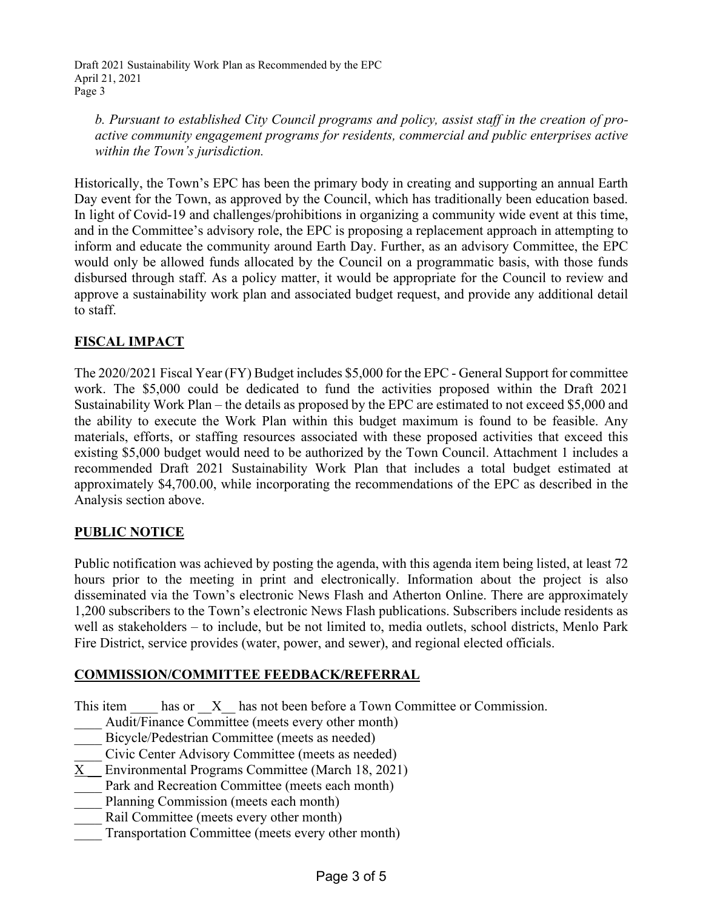*b. Pursuant to established City Council programs and policy, assist staff in the creation of pro-active community engagement programs for residents, commercial and public enterprises active within the Town's jurisdiction.*

Historically, the Town's EPC has been the primary body in creating and supporting an annual Earth Day event for the Town, as approved by the Council, which has traditionally been education based. In light of Covid-19 and challenges/prohibitions in organizing a community wide event at this time, and in the Committee's advisory role, the EPC is proposing a replacement approach in attempting to inform and educate the community around Earth Day. Further, as an advisory Committee, the EPC would only be allowed funds allocated by the Council on a programmatic basis, with those funds disbursed through staff. As a policy matter, it would be appropriate for the Council to review and approve a sustainability work plan and associated budget request, and provide any additional detail to staff.

## FISCAL IMPACT

The 2020/2021 Fiscal Year (FY) Budget includes $5,000 for the EPC - General Support for committee work. The $5,000 could be dedicated to fund the activities proposed within the Draft 2021 Sustainability Work Plan – the details as proposed by the EPC are estimated to not exceed $5,000 and the ability to execute the Work Plan within this budget maximum is found to be feasible. Any materials, efforts, or staffing resources associated with these proposed activities that exceed this existing $5,000 budget would need to be authorized by the Town Council. Attachment 1 includes a recommended Draft 2021 Sustainability Work Plan that includes a total budget estimated at approximately $4,700.00, while incorporating the recommendations of the EPC as described in the Analysis section above.

## PUBLIC NOTICE

Public notification was achieved by posting the agenda, with this agenda item being listed, at least 72 hours prior to the meeting in print and electronically. Information about the project is also disseminated via the Town's electronic News Flash and Atherton Online. There are approximately 1,200 subscribers to the Town's electronic News Flash publications. Subscribers include residents as well as stakeholders – to include, but be not limited to, media outlets, school districts, Menlo Park Fire District, service provides (water, power, and sewer), and regional elected officials.

## COMMISSION/COMMITTEE FEEDBACK/REFERRAL

This item ____ has or __X__ has not been before a Town Committee or Commission.

____ Audit/Finance Committee (meets every other month)
____ Bicycle/Pedestrian Committee (meets as needed)
____ Civic Center Advisory Committee (meets as needed)
X __ Environmental Programs Committee (March 18, 2021)
____ Park and Recreation Committee (meets each month)
____ Planning Commission (meets each month)
____ Rail Committee (meets every other month)
____ Transportation Committee (meets every other month)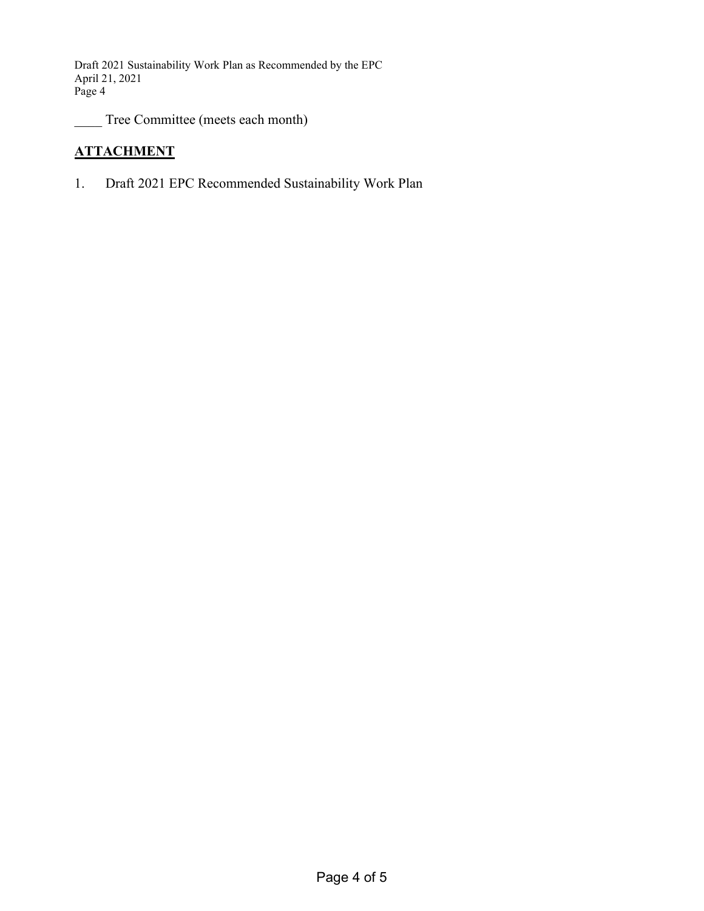____ Tree Committee (meets each month)

## **ATTACHMENT**

1. Draft 2021 EPC Recommended Sustainability Work Plan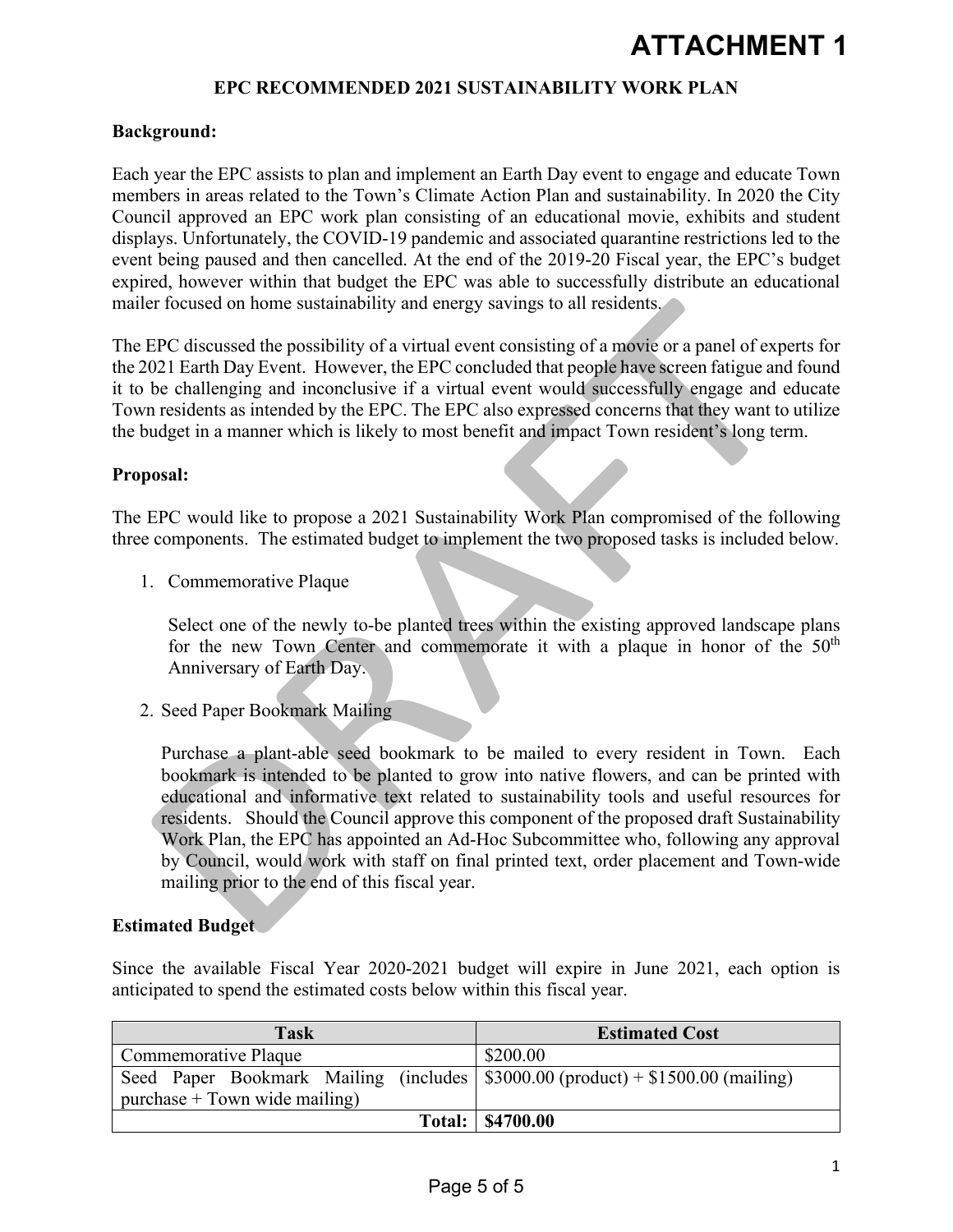# ATTACHMENT 1

## EPC RECOMMENDED 2021 SUSTAINABILITY WORK PLAN

**Background:**

Each year the EPC assists to plan and implement an Earth Day event to engage and educate Town members in areas related to the Town's Climate Action Plan and sustainability. In 2020 the City Council approved an EPC work plan consisting of an educational movie, exhibits and student displays. Unfortunately, the COVID-19 pandemic and associated quarantine restrictions led to the event being paused and then cancelled. At the end of the 2019-20 Fiscal year, the EPC's budget expired, however within that budget the EPC was able to successfully distribute an educational mailer focused on home sustainability and energy savings to all residents.

The EPC discussed the possibility of a virtual event consisting of a movie or a panel of experts for the 2021 Earth Day Event. However, the EPC concluded that people have screen fatigue and found it to be challenging and inconclusive if a virtual event would successfully engage and educate Town residents as intended by the EPC. The EPC also expressed concerns that they want to utilize the budget in a manner which is likely to most benefit and impact Town resident's long term.

**Proposal:**

The EPC would like to propose a 2021 Sustainability Work Plan compromised of the following three components. The estimated budget to implement the two proposed tasks is included below.

1. Commemorative Plaque

   Select one of the newly to-be planted trees within the existing approved landscape plans for the new Town Center and commemorate it with a plaque in honor of the 50th Anniversary of Earth Day.

2. Seed Paper Bookmark Mailing

   Purchase a plant-able seed bookmark to be mailed to every resident in Town. Each bookmark is intended to be planted to grow into native flowers, and can be printed with educational and informative text related to sustainability tools and useful resources for residents. Should the Council approve this component of the proposed draft Sustainability Work Plan, the EPC has appointed an Ad-Hoc Subcommittee who, following any approval by Council, would work with staff on final printed text, order placement and Town-wide mailing prior to the end of this fiscal year.

**Estimated Budget**

Since the available Fiscal Year 2020-2021 budget will expire in June 2021, each option is anticipated to spend the estimated costs below within this fiscal year.

| Task | Estimated Cost |
|---|---|
| Commemorative Plaque | $200.00 |
| Seed Paper Bookmark Mailing (includes purchase + Town wide mailing) | $3000.00 (product) + $1500.00 (mailing) |
| **Total:** | **$4700.00** |